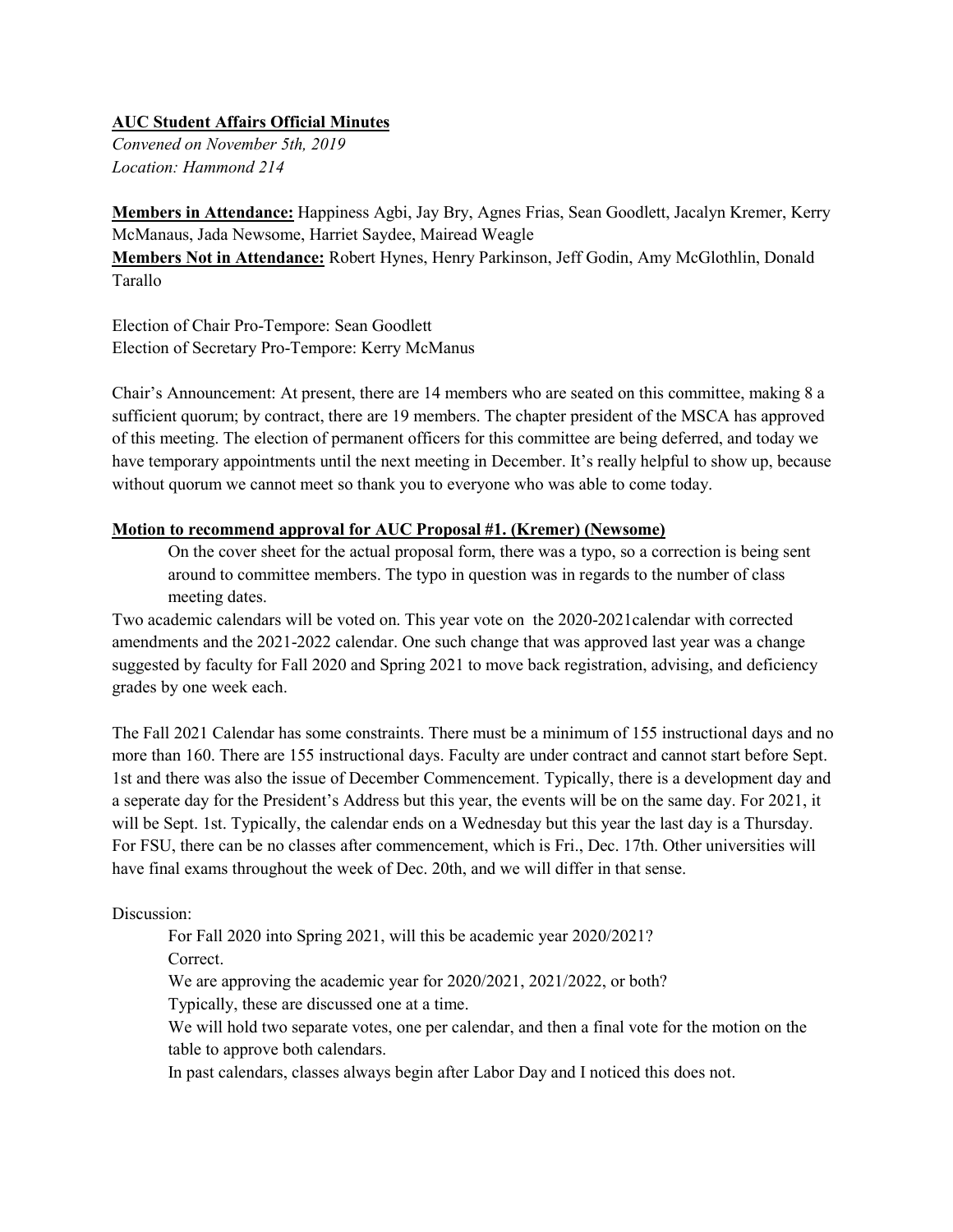**AUC Student Affairs Official Minutes**

*Convened on November 5th, 2019*
*Location: Hammond 214*

**Members in Attendance:** Happiness Agbi, Jay Bry, Agnes Frias, Sean Goodlett, Jacalyn Kremer, Kerry McManaus, Jada Newsome, Harriet Saydee, Mairead Weagle
**Members Not in Attendance:** Robert Hynes, Henry Parkinson, Jeff Godin, Amy McGlothlin, Donald Tarallo

Election of Chair Pro-Tempore: Sean Goodlett
Election of Secretary Pro-Tempore: Kerry McManus

Chair's Announcement: At present, there are 14 members who are seated on this committee, making 8 a sufficient quorum; by contract, there are 19 members. The chapter president of the MSCA has approved of this meeting. The election of permanent officers for this committee are being deferred, and today we have temporary appointments until the next meeting in December. It's really helpful to show up, because without quorum we cannot meet so thank you to everyone who was able to come today.

**Motion to recommend approval for AUC Proposal #1. (Kremer) (Newsome)**

On the cover sheet for the actual proposal form, there was a typo, so a correction is being sent around to committee members. The typo in question was in regards to the number of class meeting dates.

Two academic calendars will be voted on. This year vote on the 2020-2021calendar with corrected amendments and the 2021-2022 calendar. One such change that was approved last year was a change suggested by faculty for Fall 2020 and Spring 2021 to move back registration, advising, and deficiency grades by one week each.

The Fall 2021 Calendar has some constraints. There must be a minimum of 155 instructional days and no more than 160. There are 155 instructional days. Faculty are under contract and cannot start before Sept. 1st and there was also the issue of December Commencement. Typically, there is a development day and a seperate day for the President's Address but this year, the events will be on the same day. For 2021, it will be Sept. 1st. Typically, the calendar ends on a Wednesday but this year the last day is a Thursday. For FSU, there can be no classes after commencement, which is Fri., Dec. 17th. Other universities will have final exams throughout the week of Dec. 20th, and we will differ in that sense.

Discussion:

For Fall 2020 into Spring 2021, will this be academic year 2020/2021?

Correct.

We are approving the academic year for 2020/2021, 2021/2022, or both?

Typically, these are discussed one at a time.

We will hold two separate votes, one per calendar, and then a final vote for the motion on the table to approve both calendars.

In past calendars, classes always begin after Labor Day and I noticed this does not.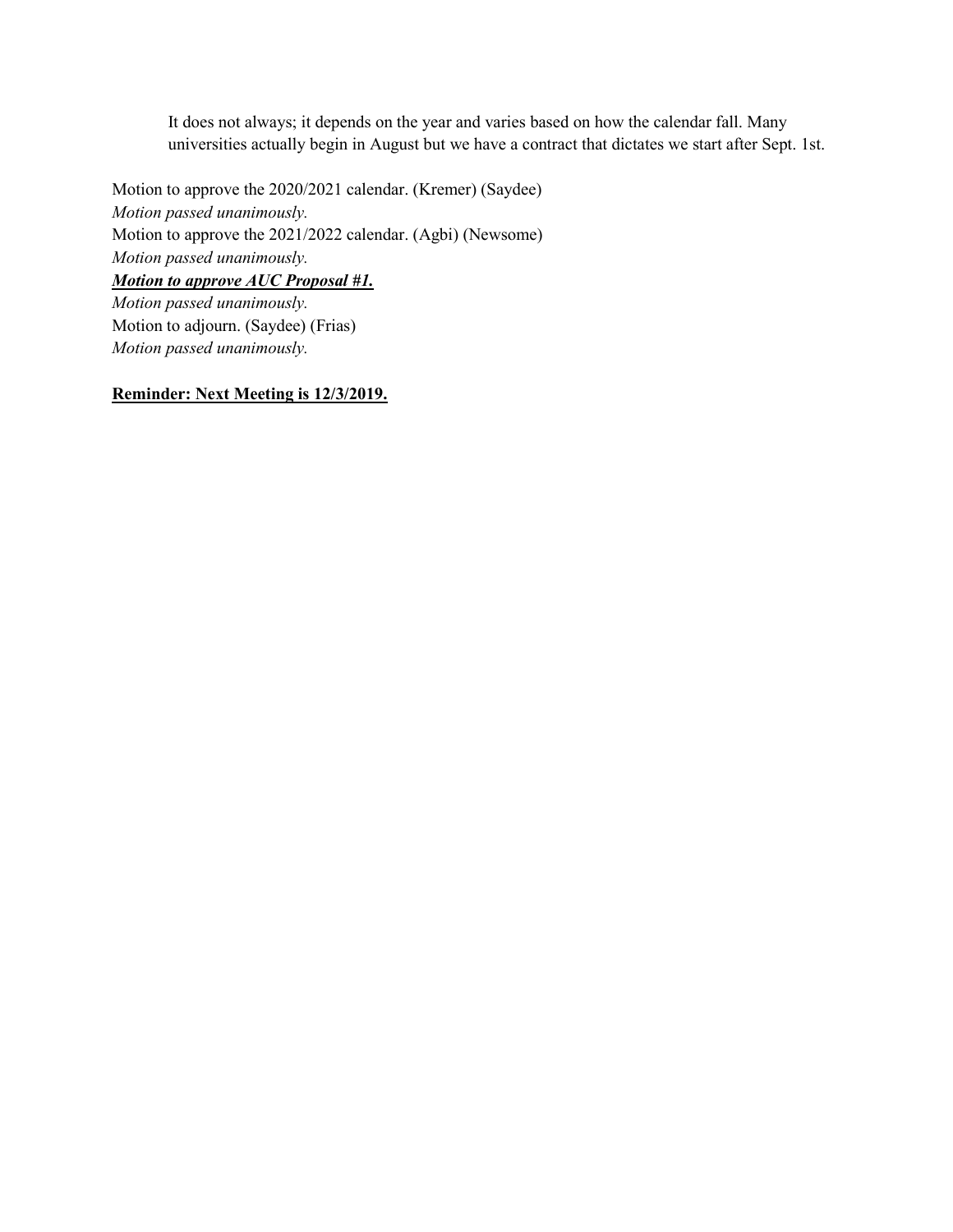It does not always; it depends on the year and varies based on how the calendar fall. Many universities actually begin in August but we have a contract that dictates we start after Sept. 1st.

Motion to approve the 2020/2021 calendar. (Kremer) (Saydee)
*Motion passed unanimously.*
Motion to approve the 2021/2022 calendar. (Agbi) (Newsome)
*Motion passed unanimously.*
***Motion to approve AUC Proposal #1.***
*Motion passed unanimously.*
Motion to adjourn. (Saydee) (Frias)
*Motion passed unanimously.*

**Reminder: Next Meeting is 12/3/2019.**